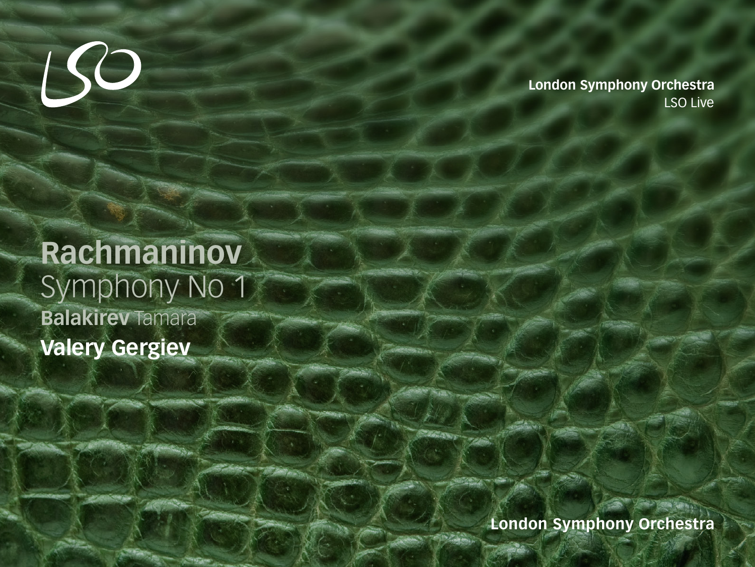LSO

**London Symphony Orchestra**
LSO Live

# Rachmaninov
## Symphony No 1
**Balakirev** Tamara
**Valery Gergiev**

**London Symphony Orchestra**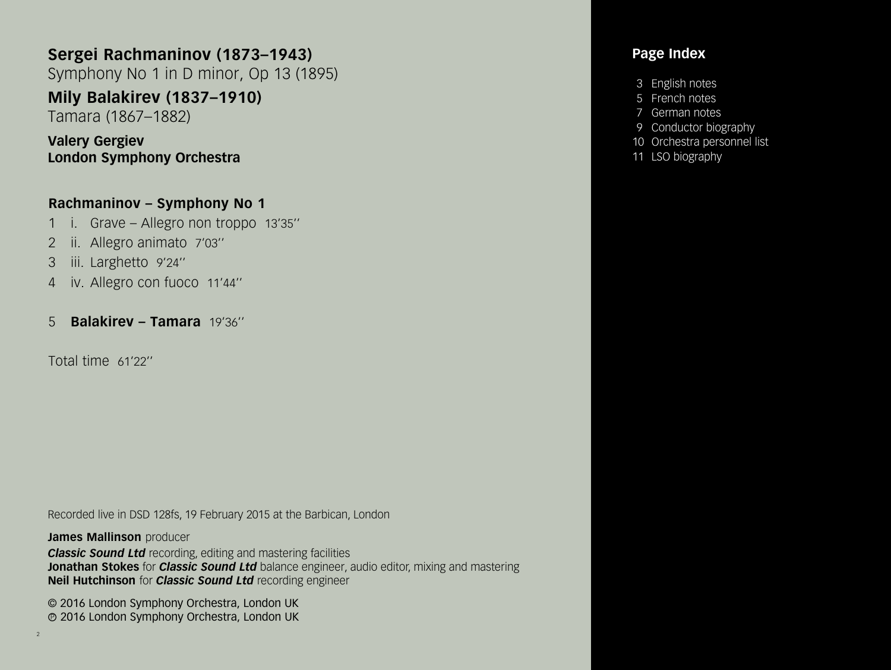**Sergei Rachmaninov (1873–1943)**
Symphony No 1 in D minor, Op 13 (1895)

**Mily Balakirev (1837–1910)**
Tamara (1867–1882)

**Valery Gergiev**
**London Symphony Orchestra**

**Rachmaninov – Symphony No 1**

1 i. Grave – Allegro non troppo 13'35''
2 ii. Allegro animato 7'03''
3 iii. Larghetto 9'24''
4 iv. Allegro con fuoco 11'44''

5 **Balakirev – Tamara** 19'36''

Total time 61'22''

Recorded live in DSD 128fs, 19 February 2015 at the Barbican, London

**James Mallinson** producer
***Classic Sound Ltd*** recording, editing and mastering facilities
**Jonathan Stokes** for ***Classic Sound Ltd*** balance engineer, audio editor, mixing and mastering
**Neil Hutchinson** for ***Classic Sound Ltd*** recording engineer

© 2016 London Symphony Orchestra, London UK
℗ 2016 London Symphony Orchestra, London UK

**Page Index**

3 English notes
5 French notes
7 German notes
9 Conductor biography
10 Orchestra personnel list
11 LSO biography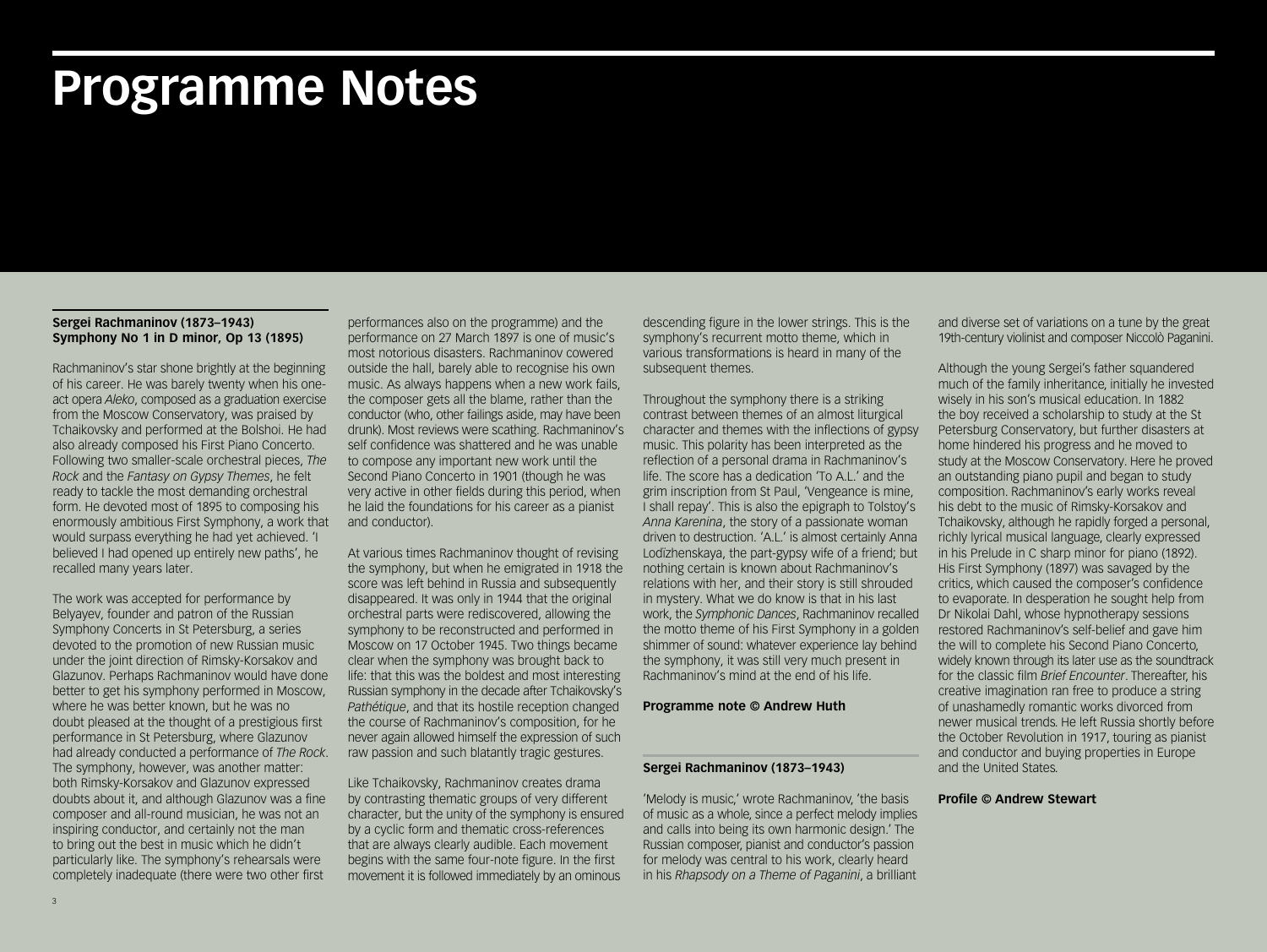# Programme Notes

**Sergei Rachmaninov (1873–1943)**
**Symphony No 1 in D minor, Op 13 (1895)**

Rachmaninov's star shone brightly at the beginning of his career. He was barely twenty when his one-act opera *Aleko*, composed as a graduation exercise from the Moscow Conservatory, was praised by Tchaikovsky and performed at the Bolshoi. He had also already composed his First Piano Concerto. Following two smaller-scale orchestral pieces, *The Rock* and the *Fantasy on Gypsy Themes*, he felt ready to tackle the most demanding orchestral form. He devoted most of 1895 to composing his enormously ambitious First Symphony, a work that would surpass everything he had yet achieved. 'I believed I had opened up entirely new paths', he recalled many years later.

The work was accepted for performance by Belyayev, founder and patron of the Russian Symphony Concerts in St Petersburg, a series devoted to the promotion of new Russian music under the joint direction of Rimsky-Korsakov and Glazunov. Perhaps Rachmaninov would have done better to get his symphony performed in Moscow, where he was better known, but he was no doubt pleased at the thought of a prestigious first performance in St Petersburg, where Glazunov had already conducted a performance of *The Rock*. The symphony, however, was another matter: both Rimsky-Korsakov and Glazunov expressed doubts about it, and although Glazunov was a fine composer and all-round musician, he was not an inspiring conductor, and certainly not the man to bring out the best in music which he didn't particularly like. The symphony's rehearsals were completely inadequate (there were two other first performances also on the programme) and the performance on 27 March 1897 is one of music's most notorious disasters. Rachmaninov cowered outside the hall, barely able to recognise his own music. As always happens when a new work fails, the composer gets all the blame, rather than the conductor (who, other failings aside, may have been drunk). Most reviews were scathing. Rachmaninov's self confidence was shattered and he was unable to compose any important new work until the Second Piano Concerto in 1901 (though he was very active in other fields during this period, when he laid the foundations for his career as a pianist and conductor).

At various times Rachmaninov thought of revising the symphony, but when he emigrated in 1918 the score was left behind in Russia and subsequently disappeared. It was only in 1944 that the original orchestral parts were rediscovered, allowing the symphony to be reconstructed and performed in Moscow on 17 October 1945. Two things became clear when the symphony was brought back to life: that this was the boldest and most interesting Russian symphony in the decade after Tchaikovsky's *Pathétique*, and that its hostile reception changed the course of Rachmaninov's composition, for he never again allowed himself the expression of such raw passion and such blatantly tragic gestures.

Like Tchaikovsky, Rachmaninov creates drama by contrasting thematic groups of very different character, but the unity of the symphony is ensured by a cyclic form and thematic cross-references that are always clearly audible. Each movement begins with the same four-note figure. In the first movement it is followed immediately by an ominous descending figure in the lower strings. This is the symphony's recurrent motto theme, which in various transformations is heard in many of the subsequent themes.

Throughout the symphony there is a striking contrast between themes of an almost liturgical character and themes with the inflections of gypsy music. This polarity has been interpreted as the reflection of a personal drama in Rachmaninov's life. The score has a dedication 'To A.L.' and the grim inscription from St Paul, 'Vengeance is mine, I shall repay'. This is also the epigraph to Tolstoy's *Anna Karenina*, the story of a passionate woman driven to destruction. 'A.L.' is almost certainly Anna Lodïzhenskaya, the part-gypsy wife of a friend; but nothing certain is known about Rachmaninov's relations with her, and their story is still shrouded in mystery. What we do know is that in his last work, the *Symphonic Dances*, Rachmaninov recalled the motto theme of his First Symphony in a golden shimmer of sound: whatever experience lay behind the symphony, it was still very much present in Rachmaninov's mind at the end of his life.

**Programme note © Andrew Huth**

**Sergei Rachmaninov (1873–1943)**

'Melody is music,' wrote Rachmaninov, 'the basis of music as a whole, since a perfect melody implies and calls into being its own harmonic design.' The Russian composer, pianist and conductor's passion for melody was central to his work, clearly heard in his *Rhapsody on a Theme of Paganini*, a brilliant and diverse set of variations on a tune by the great 19th-century violinist and composer Niccolò Paganini.

Although the young Sergei's father squandered much of the family inheritance, initially he invested wisely in his son's musical education. In 1882 the boy received a scholarship to study at the St Petersburg Conservatory, but further disasters at home hindered his progress and he moved to study at the Moscow Conservatory. Here he proved an outstanding piano pupil and began to study composition. Rachmaninov's early works reveal his debt to the music of Rimsky-Korsakov and Tchaikovsky, although he rapidly forged a personal, richly lyrical musical language, clearly expressed in his Prelude in C sharp minor for piano (1892). His First Symphony (1897) was savaged by the critics, which caused the composer's confidence to evaporate. In desperation he sought help from Dr Nikolai Dahl, whose hypnotherapy sessions restored Rachmaninov's self-belief and gave him the will to complete his Second Piano Concerto, widely known through its later use as the soundtrack for the classic film *Brief Encounter*. Thereafter, his creative imagination ran free to produce a string of unashamedly romantic works divorced from newer musical trends. He left Russia shortly before the October Revolution in 1917, touring as pianist and conductor and buying properties in Europe and the United States.

**Profile © Andrew Stewart**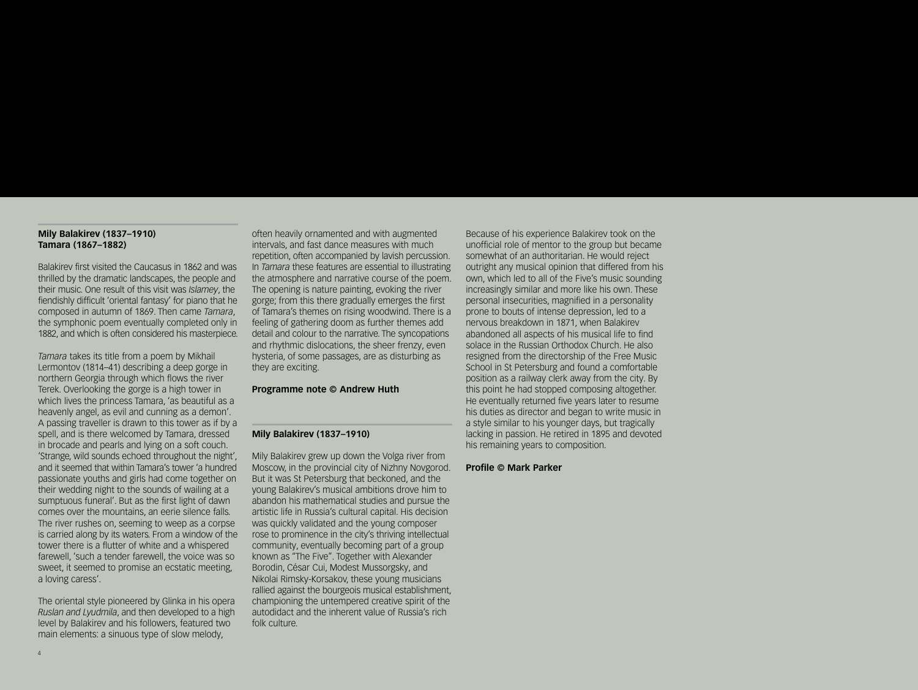**Mily Balakirev (1837–1910)**
**Tamara (1867–1882)**

Balakirev first visited the Caucasus in 1862 and was thrilled by the dramatic landscapes, the people and their music. One result of this visit was *Islamey*, the fiendishly difficult 'oriental fantasy' for piano that he composed in autumn of 1869. Then came *Tamara*, the symphonic poem eventually completed only in 1882, and which is often considered his masterpiece.

*Tamara* takes its title from a poem by Mikhail Lermontov (1814–41) describing a deep gorge in northern Georgia through which flows the river Terek. Overlooking the gorge is a high tower in which lives the princess Tamara, 'as beautiful as a heavenly angel, as evil and cunning as a demon'. A passing traveller is drawn to this tower as if by a spell, and is there welcomed by Tamara, dressed in brocade and pearls and lying on a soft couch. 'Strange, wild sounds echoed throughout the night', and it seemed that within Tamara's tower 'a hundred passionate youths and girls had come together on their wedding night to the sounds of wailing at a sumptuous funeral'. But as the first light of dawn comes over the mountains, an eerie silence falls. The river rushes on, seeming to weep as a corpse is carried along by its waters. From a window of the tower there is a flutter of white and a whispered farewell, 'such a tender farewell, the voice was so sweet, it seemed to promise an ecstatic meeting, a loving caress'.

The oriental style pioneered by Glinka in his opera *Ruslan and Lyudmila*, and then developed to a high level by Balakirev and his followers, featured two main elements: a sinuous type of slow melody, often heavily ornamented and with augmented intervals, and fast dance measures with much repetition, often accompanied by lavish percussion. In *Tamara* these features are essential to illustrating the atmosphere and narrative course of the poem. The opening is nature painting, evoking the river gorge; from this there gradually emerges the first of Tamara's themes on rising woodwind. There is a feeling of gathering doom as further themes add detail and colour to the narrative. The syncopations and rhythmic dislocations, the sheer frenzy, even hysteria, of some passages, are as disturbing as they are exciting.

**Programme note © Andrew Huth**

**Mily Balakirev (1837–1910)**

Mily Balakirev grew up down the Volga river from Moscow, in the provincial city of Nizhny Novgorod. But it was St Petersburg that beckoned, and the young Balakirev's musical ambitions drove him to abandon his mathematical studies and pursue the artistic life in Russia's cultural capital. His decision was quickly validated and the young composer rose to prominence in the city's thriving intellectual community, eventually becoming part of a group known as "The Five". Together with Alexander Borodin, César Cui, Modest Mussorgsky, and Nikolai Rimsky-Korsakov, these young musicians rallied against the bourgeois musical establishment, championing the untempered creative spirit of the autodidact and the inherent value of Russia's rich folk culture.

Because of his experience Balakirev took on the unofficial role of mentor to the group but became somewhat of an authoritarian. He would reject outright any musical opinion that differed from his own, which led to all of the Five's music sounding increasingly similar and more like his own. These personal insecurities, magnified in a personality prone to bouts of intense depression, led to a nervous breakdown in 1871, when Balakirev abandoned all aspects of his musical life to find solace in the Russian Orthodox Church. He also resigned from the directorship of the Free Music School in St Petersburg and found a comfortable position as a railway clerk away from the city. By this point he had stopped composing altogether. He eventually returned five years later to resume his duties as director and began to write music in a style similar to his younger days, but tragically lacking in passion. He retired in 1895 and devoted his remaining years to composition.

**Profile © Mark Parker**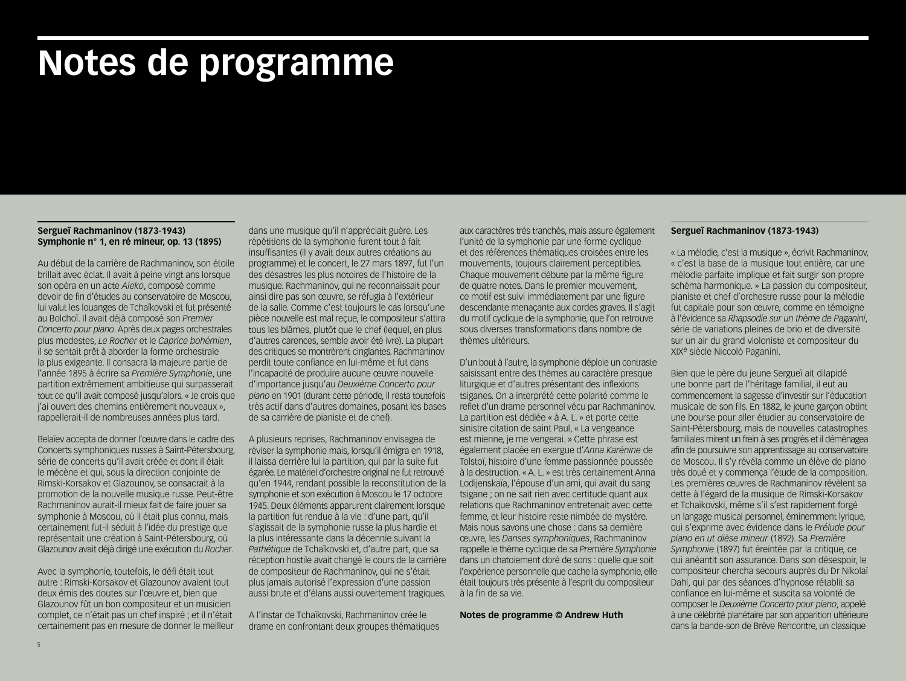# Notes de programme

**Sergueï Rachmaninov (1873-1943)**
**Symphonie n° 1, en ré mineur, op. 13 (1895)**

Au début de la carrière de Rachmaninov, son étoile brillait avec éclat. Il avait à peine vingt ans lorsque son opéra en un acte *Aleko*, composé comme devoir de fin d'études au conservatoire de Moscou, lui valut les louanges de Tchaïkovski et fut présenté au Bolchoï. Il avait déjà composé son *Premier Concerto pour piano*. Après deux pages orchestrales plus modestes, *Le Rocher* et le *Caprice bohémien*, il se sentait prêt à aborder la forme orchestrale la plus exigeante. Il consacra la majeure partie de l'année 1895 à écrire sa *Première Symphonie*, une partition extrêmement ambitieuse qui surpasserait tout ce qu'il avait composé jusqu'alors. « Je crois que j'ai ouvert des chemins entièrement nouveaux », rappellerait-il de nombreuses années plus tard.

Belaïev accepta de donner l'œuvre dans le cadre des Concerts symphoniques russes à Saint-Pétersbourg, série de concerts qu'il avait créée et dont il était le mécène et qui, sous la direction conjointe de Rimski-Korsakov et Glazounov, se consacrait à la promotion de la nouvelle musique russe. Peut-être Rachmaninov aurait-il mieux fait de faire jouer sa symphonie à Moscou, où il était plus connu, mais certainement fut-il séduit à l'idée du prestige que représentait une création à Saint-Pétersbourg, où Glazounov avait déjà dirigé une exécution du *Rocher*.

Avec la symphonie, toutefois, le défi était tout autre : Rimski-Korsakov et Glazounov avaient tout deux émis des doutes sur l'œuvre et, bien que Glazounov fût un bon compositeur et un musicien complet, ce n'était pas un chef inspiré ; et il n'était certainement pas en mesure de donner le meilleur dans une musique qu'il n'appréciait guère. Les répétitions de la symphonie furent tout à fait insuffisantes (il y avait deux autres créations au programme) et le concert, le 27 mars 1897, fut l'un des désastres les plus notoires de l'histoire de la musique. Rachmaninov, qui ne reconnaissait pour ainsi dire pas son œuvre, se réfugia à l'extérieur de la salle. Comme c'est toujours le cas lorsqu'une pièce nouvelle est mal reçue, le compositeur s'attira tous les blâmes, plutôt que le chef (lequel, en plus d'autres carences, semble avoir été ivre). La plupart des critiques se montrèrent cinglantes. Rachmaninov perdit toute confiance en lui-même et fut dans l'incapacité de produire aucune œuvre nouvelle d'importance jusqu'au *Deuxième Concerto pour piano* en 1901 (durant cette période, il resta toutefois très actif dans d'autres domaines, posant les bases de sa carrière de pianiste et de chef).

A plusieurs reprises, Rachmaninov envisagea de réviser la symphonie mais, lorsqu'il émigra en 1918, il laissa derrière lui la partition, qui par la suite fut égarée. Le matériel d'orchestre original ne fut retrouvé qu'en 1944, rendant possible la reconstitution de la symphonie et son exécution à Moscou le 17 octobre 1945. Deux éléments apparurent clairement lorsque la partition fut rendue à la vie : d'une part, qu'il s'agissait de la symphonie russe la plus hardie et la plus intéressante dans la décennie suivant la *Pathétique* de Tchaïkovski et, d'autre part, que sa réception hostile avait changé le cours de la carrière de compositeur de Rachmaninov, qui ne s'était plus jamais autorisé l'expression d'une passion aussi brute et d'élans aussi ouvertement tragiques.

A l'instar de Tchaïkovski, Rachmaninov crée le drame en confrontant deux groupes thématiques aux caractères très tranchés, mais assure également l'unité de la symphonie par une forme cyclique et des références thématiques croisées entre les mouvements, toujours clairement perceptibles. Chaque mouvement débute par la même figure de quatre notes. Dans le premier mouvement, ce motif est suivi immédiatement par une figure descendante menaçante aux cordes graves. Il s'agit du motif cyclique de la symphonie, que l'on retrouve sous diverses transformations dans nombre de thèmes ultérieurs.

D'un bout à l'autre, la symphonie déploie un contraste saisissant entre des thèmes au caractère presque liturgique et d'autres présentant des inflexions tsiganes. On a interprété cette polarité comme le reflet d'un drame personnel vécu par Rachmaninov. La partition est dédiée « à A. L. » et porte cette sinistre citation de saint Paul, « La vengeance est mienne, je me vengerai. » Cette phrase est également placée en exergue d'*Anna Karénine* de Tolstoï, histoire d'une femme passionnée poussée à la destruction. « A. L. » est très certainement Anna Lodijenskaïa, l'épouse d'un ami, qui avait du sang tsigane ; on ne sait rien avec certitude quant aux relations que Rachmaninov entretenait avec cette femme, et leur histoire reste nimbée de mystère. Mais nous savons une chose : dans sa dernière œuvre, les *Danses symphoniques*, Rachmaninov rappelle le thème cyclique de sa *Première Symphonie* dans un chatoiement doré de sons : quelle que soit l'expérience personnelle que cache la symphonie, elle était toujours très présente à l'esprit du compositeur à la fin de sa vie.

**Notes de programme © Andrew Huth**

**Sergueï Rachmaninov (1873-1943)**

« La mélodie, c'est la musique », écrivit Rachmaninov, « c'est la base de la musique tout entière, car une mélodie parfaite implique et fait surgir son propre schéma harmonique. » La passion du compositeur, pianiste et chef d'orchestre russe pour la mélodie fut capitale pour son œuvre, comme en témoigne à l'évidence sa *Rhapsodie sur un thème de Paganini*, série de variations pleines de brio et de diversité sur un air du grand violoniste et compositeur du XIXᵉ siècle Niccolò Paganini.

Bien que le père du jeune Sergueï ait dilapidé une bonne part de l'héritage familial, il eut au commencement la sagesse d'investir sur l'éducation musicale de son fils. En 1882, le jeune garçon obtint une bourse pour aller étudier au conservatoire de Saint-Pétersbourg, mais de nouvelles catastrophes familiales mirent un frein à ses progrès et il déménagea afin de poursuivre son apprentissage au conservatoire de Moscou. Il s'y révéla comme un élève de piano très doué et y commença l'étude de la composition. Les premières œuvres de Rachmaninov révèlent sa dette à l'égard de la musique de Rimski-Korsakov et Tchaïkovski, même s'il s'est rapidement forgé un langage musical personnel, éminemment lyrique, qui s'exprime avec évidence dans le *Prélude pour piano en ut dièse mineur* (1892). Sa *Première Symphonie* (1897) fut éreintée par la critique, ce qui anéantit son assurance. Dans son désespoir, le compositeur chercha secours auprès du Dr Nikolaï Dahl, qui par des séances d'hypnose rétablit sa confiance en lui-même et suscita sa volonté de composer le *Deuxième Concerto pour piano*, appelé à une célébrité planétaire par son apparition ultérieure dans la bande-son de Brève Rencontre, un classique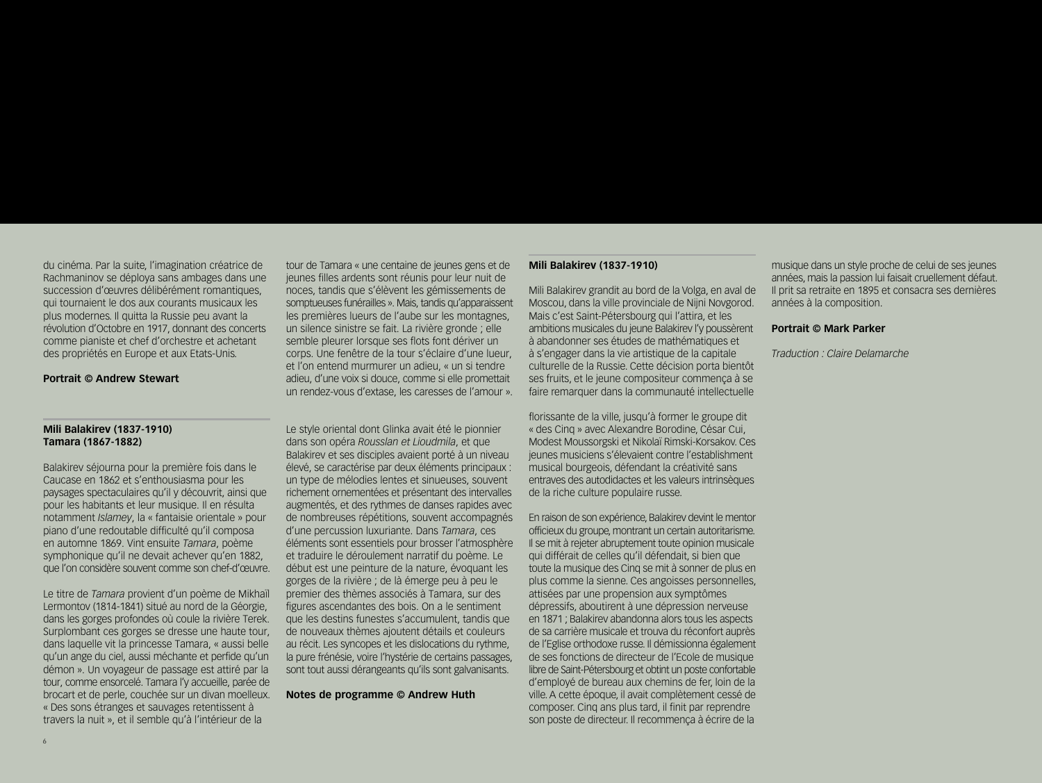du cinéma. Par la suite, l'imagination créatrice de Rachmaninov se déploya sans ambages dans une succession d'œuvres délibérément romantiques, qui tournaient le dos aux courants musicaux les plus modernes. Il quitta la Russie peu avant la révolution d'Octobre en 1917, donnant des concerts comme pianiste et chef d'orchestre et achetant des propriétés en Europe et aux Etats-Unis.

**Portrait © Andrew Stewart**

**Mili Balakirev (1837-1910)**
**Tamara (1867-1882)**

Balakirev séjourna pour la première fois dans le Caucase en 1862 et s'enthousiasma pour les paysages spectaculaires qu'il y découvrit, ainsi que pour les habitants et leur musique. Il en résulta notamment *Islamey*, la « fantaisie orientale » pour piano d'une redoutable difficulté qu'il composa en automne 1869. Vint ensuite *Tamara*, poème symphonique qu'il ne devait achever qu'en 1882, que l'on considère souvent comme son chef-d'œuvre.

Le titre de *Tamara* provient d'un poème de Mikhaïl Lermontov (1814-1841) situé au nord de la Géorgie, dans les gorges profondes où coule la rivière Terek. Surplombant ces gorges se dresse une haute tour, dans laquelle vit la princesse Tamara, « aussi belle qu'un ange du ciel, aussi méchante et perfide qu'un démon ». Un voyageur de passage est attiré par la tour, comme ensorcelé. Tamara l'y accueille, parée de brocart et de perle, couchée sur un divan moelleux. « Des sons étranges et sauvages retentissent à travers la nuit », et il semble qu'à l'intérieur de la tour de Tamara « une centaine de jeunes gens et de jeunes filles ardents sont réunis pour leur nuit de noces, tandis que s'élèvent les gémissements de somptueuses funérailles ». Mais, tandis qu'apparaissent les premières lueurs de l'aube sur les montagnes, un silence sinistre se fait. La rivière gronde ; elle semble pleurer lorsque ses flots font dériver un corps. Une fenêtre de la tour s'éclaire d'une lueur, et l'on entend murmurer un adieu, « un si tendre adieu, d'une voix si douce, comme si elle promettait un rendez-vous d'extase, les caresses de l'amour ».

Le style oriental dont Glinka avait été le pionnier dans son opéra *Rousslan et Lioudmila*, et que Balakirev et ses disciples avaient porté à un niveau élevé, se caractérise par deux éléments principaux : un type de mélodies lentes et sinueuses, souvent richement ornementées et présentant des intervalles augmentés, et des rythmes de danses rapides avec de nombreuses répétitions, souvent accompagnés d'une percussion luxuriante. Dans *Tamara*, ces éléments sont essentiels pour brosser l'atmosphère et traduire le déroulement narratif du poème. Le début est une peinture de la nature, évoquant les gorges de la rivière ; de là émerge peu à peu le premier des thèmes associés à Tamara, sur des figures ascendantes des bois. On a le sentiment que les destins funestes s'accumulent, tandis que de nouveaux thèmes ajoutent détails et couleurs au récit. Les syncopes et les dislocations du rythme, la pure frénésie, voire l'hystérie de certains passages, sont tout aussi dérangeants qu'ils sont galvanisants.

**Notes de programme © Andrew Huth**

**Mili Balakirev (1837-1910)**

Mili Balakirev grandit au bord de la Volga, en aval de Moscou, dans la ville provinciale de Nijni Novgorod. Mais c'est Saint-Pétersbourg qui l'attira, et les ambitions musicales du jeune Balakirev l'y poussèrent à abandonner ses études de mathématiques et à s'engager dans la vie artistique de la capitale culturelle de la Russie. Cette décision porta bientôt ses fruits, et le jeune compositeur commença à se faire remarquer dans la communauté intellectuelle florissante de la ville, jusqu'à former le groupe dit « des Cinq » avec Alexandre Borodine, César Cui, Modest Moussorgski et Nikolaï Rimski-Korsakov. Ces jeunes musiciens s'élevaient contre l'establishment musical bourgeois, défendant la créativité sans entraves des autodidactes et les valeurs intrinsèques de la riche culture populaire russe.

En raison de son expérience, Balakirev devint le mentor officieux du groupe, montrant un certain autoritarisme. Il se mit à rejeter abruptement toute opinion musicale qui différait de celles qu'il défendait, si bien que toute la musique des Cinq se mit à sonner de plus en plus comme la sienne. Ces angoisses personnelles, attisées par une propension aux symptômes dépressifs, aboutirent à une dépression nerveuse en 1871 ; Balakirev abandonna alors tous les aspects de sa carrière musicale et trouva du réconfort auprès de l'Eglise orthodoxe russe. Il démissionna également de ses fonctions de directeur de l'Ecole de musique libre de Saint-Pétersbourg et obtint un poste confortable d'employé de bureau aux chemins de fer, loin de la ville. A cette époque, il avait complètement cessé de composer. Cinq ans plus tard, il finit par reprendre son poste de directeur. Il recommença à écrire de la musique dans un style proche de celui de ses jeunes années, mais la passion lui faisait cruellement défaut. Il prit sa retraite en 1895 et consacra ses dernières années à la composition.

**Portrait © Mark Parker**

*Traduction : Claire Delamarche*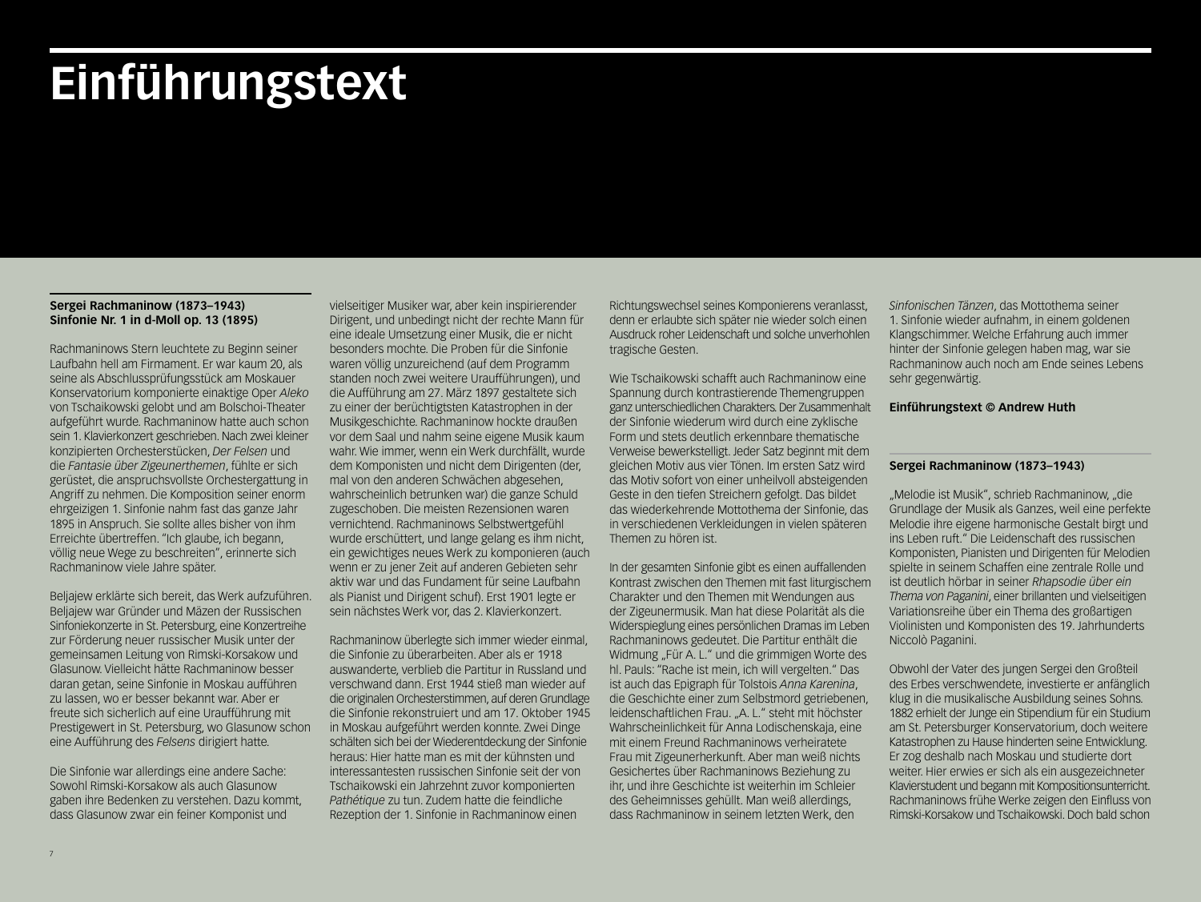# Einführungstext

**Sergei Rachmaninow (1873–1943)**
**Sinfonie Nr. 1 in d-Moll op. 13 (1895)**

Rachmaninows Stern leuchtete zu Beginn seiner Laufbahn hell am Firmament. Er war kaum 20, als seine als Abschlussprüfungsstück am Moskauer Konservatorium komponierte einaktige Oper *Aleko* von Tschaikowski gelobt und am Bolschoi-Theater aufgeführt wurde. Rachmaninow hatte auch schon sein 1. Klavierkonzert geschrieben. Nach zwei kleiner konzipierten Orchesterstücken, *Der Felsen* und die *Fantasie über Zigeunerthemen*, fühlte er sich gerüstet, die anspruchsvollste Orchestergattung in Angriff zu nehmen. Die Komposition seiner enorm ehrgeizigen 1. Sinfonie nahm fast das ganze Jahr 1895 in Anspruch. Sie sollte alles bisher von ihm Erreichte übertreffen. "Ich glaube, ich begann, völlig neue Wege zu beschreiten", erinnerte sich Rachmaninow viele Jahre später.

Beljajew erklärte sich bereit, das Werk aufzuführen. Beljajew war Gründer und Mäzen der Russischen Sinfoniekonzerte in St. Petersburg, eine Konzertreihe zur Förderung neuer russischer Musik unter der gemeinsamen Leitung von Rimski-Korsakow und Glasunow. Vielleicht hätte Rachmaninow besser daran getan, seine Sinfonie in Moskau aufführen zu lassen, wo er besser bekannt war. Aber er freute sich sicherlich auf eine Uraufführung mit Prestigewert in St. Petersburg, wo Glasunow schon eine Aufführung des *Felsens* dirigiert hatte.

Die Sinfonie war allerdings eine andere Sache: Sowohl Rimski-Korsakow als auch Glasunow gaben ihre Bedenken zu verstehen. Dazu kommt, dass Glasunow zwar ein feiner Komponist und vielseitiger Musiker war, aber kein inspirierender Dirigent, und unbedingt nicht der rechte Mann für eine ideale Umsetzung einer Musik, die er nicht besonders mochte. Die Proben für die Sinfonie waren völlig unzureichend (auf dem Programm standen noch zwei weitere Uraufführungen), und die Aufführung am 27. März 1897 gestaltete sich zu einer der berüchtigtsten Katastrophen in der Musikgeschichte. Rachmaninow hockte draußen vor dem Saal und nahm seine eigene Musik kaum wahr. Wie immer, wenn ein Werk durchfällt, wurde dem Komponisten und nicht dem Dirigenten (der, mal von den anderen Schwächen abgesehen, wahrscheinlich betrunken war) die ganze Schuld zugeschoben. Die meisten Rezensionen waren vernichtend. Rachmaninows Selbstwertgefühl wurde erschüttert, und lange gelang es ihm nicht, ein gewichtiges neues Werk zu komponieren (auch wenn er zu jener Zeit auf anderen Gebieten sehr aktiv war und das Fundament für seine Laufbahn als Pianist und Dirigent schuf). Erst 1901 legte er sein nächstes Werk vor, das 2. Klavierkonzert.

Rachmaninow überlegte sich immer wieder einmal, die Sinfonie zu überarbeiten. Aber als er 1918 auswanderte, verblieb die Partitur in Russland und verschwand dann. Erst 1944 stieß man wieder auf die originalen Orchesterstimmen, auf deren Grundlage die Sinfonie rekonstruiert und am 17. Oktober 1945 in Moskau aufgeführt werden konnte. Zwei Dinge schälten sich bei der Wiederentdeckung der Sinfonie heraus: Hier hatte man es mit der kühnsten und interessantesten russischen Sinfonie seit der von Tschaikowski ein Jahrzehnt zuvor komponierten *Pathétique* zu tun. Zudem hatte die feindliche Rezeption der 1. Sinfonie in Rachmaninow einen Richtungswechsel seines Komponierens veranlasst, denn er erlaubte sich später nie wieder solch einen Ausdruck roher Leidenschaft und solche unverhohlen tragische Gesten.

Wie Tschaikowski schafft auch Rachmaninow eine Spannung durch kontrastierende Themengruppen ganz unterschiedlichen Charakters. Der Zusammenhalt der Sinfonie wiederum wird durch eine zyklische Form und stets deutlich erkennbare thematische Verweise bewerkstelligt. Jeder Satz beginnt mit dem gleichen Motiv aus vier Tönen. Im ersten Satz wird das Motiv sofort von einer unheilvoll absteigenden Geste in den tiefen Streichern gefolgt. Das bildet das wiederkehrende Mottothema der Sinfonie, das in verschiedenen Verkleidungen in vielen späteren Themen zu hören ist.

In der gesamten Sinfonie gibt es einen auffallenden Kontrast zwischen den Themen mit fast liturgischem Charakter und den Themen mit Wendungen aus der Zigeunermusik. Man hat diese Polarität als die Widerspieglung eines persönlichen Dramas im Leben Rachmaninows gedeutet. Die Partitur enthält die Widmung „Für A. L." und die grimmigen Worte des hl. Pauls: "Rache ist mein, ich will vergelten." Das ist auch das Epigraph für Tolstois *Anna Karenina*, die Geschichte einer zum Selbstmord getriebenen, leidenschaftlichen Frau. „A. L." steht mit höchster Wahrscheinlichkeit für Anna Lodischenskaja, eine mit einem Freund Rachmaninows verheiratete Frau mit Zigeunerherkunft. Aber man weiß nichts Gesichertes über Rachmaninows Beziehung zu ihr, und ihre Geschichte ist weiterhin im Schleier des Geheimnisses gehüllt. Man weiß allerdings, dass Rachmaninow in seinem letzten Werk, den *Sinfonischen Tänzen*, das Mottothema seiner 1. Sinfonie wieder aufnahm, in einem goldenen Klangschimmer. Welche Erfahrung auch immer hinter der Sinfonie gelegen haben mag, war sie Rachmaninow auch noch am Ende seines Lebens sehr gegenwärtig.

**Einführungstext © Andrew Huth**

**Sergei Rachmaninow (1873–1943)**

„Melodie ist Musik", schrieb Rachmaninow, „die Grundlage der Musik als Ganzes, weil eine perfekte Melodie ihre eigene harmonische Gestalt birgt und ins Leben ruft." Die Leidenschaft des russischen Komponisten, Pianisten und Dirigenten für Melodien spielte in seinem Schaffen eine zentrale Rolle und ist deutlich hörbar in seiner *Rhapsodie über ein Thema von Paganini*, einer brillanten und vielseitigen Variationsreihe über ein Thema des großartigen Violinisten und Komponisten des 19. Jahrhunderts Niccolò Paganini.

Obwohl der Vater des jungen Sergei den Großteil des Erbes verschwendete, investierte er anfänglich klug in die musikalische Ausbildung seines Sohns. 1882 erhielt der Junge ein Stipendium für ein Studium am St. Petersburger Konservatorium, doch weitere Katastrophen zu Hause hinderten seine Entwicklung. Er zog deshalb nach Moskau und studierte dort weiter. Hier erwies er sich als ein ausgezeichneter Klavierstudent und begann mit Kompositionsunterricht. Rachmaninows frühe Werke zeigen den Einfluss von Rimski-Korsakow und Tschaikowski. Doch bald schon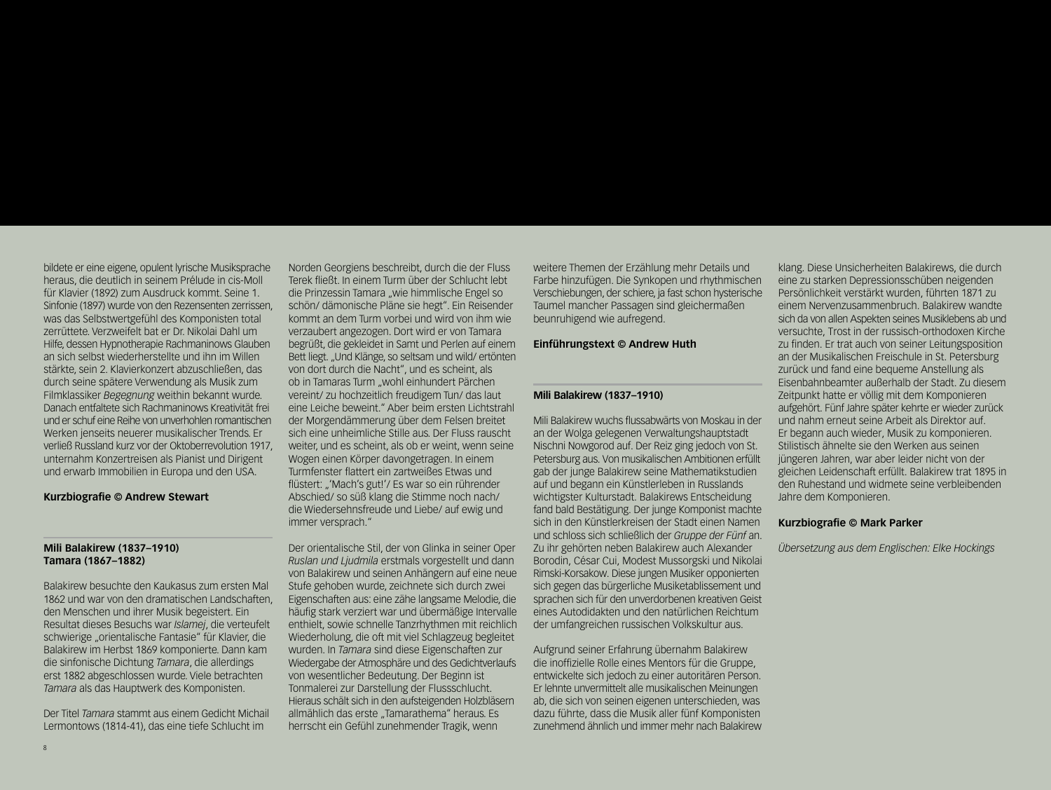bildete er eine eigene, opulent lyrische Musiksprache heraus, die deutlich in seinem Prélude in cis-Moll für Klavier (1892) zum Ausdruck kommt. Seine 1. Sinfonie (1897) wurde von den Rezensenten zerrissen, was das Selbstwertgefühl des Komponisten total zerrüttete. Verzweifelt bat er Dr. Nikolai Dahl um Hilfe, dessen Hypnotherapie Rachmaninows Glauben an sich selbst wiederherstellte und ihn im Willen stärkte, sein 2. Klavierkonzert abzuschließen, das durch seine spätere Verwendung als Musik zum Filmklassiker *Begegnung* weithin bekannt wurde. Danach entfaltete sich Rachmaninows Kreativität frei und er schuf eine Reihe von unverhohlen romantischen Werken jenseits neuerer musikalischer Trends. Er verließ Russland kurz vor der Oktoberrevolution 1917, unternahm Konzertreisen als Pianist und Dirigent und erwarb Immobilien in Europa und den USA.

**Kurzbiografie © Andrew Stewart**

**Mili Balakirew (1837–1910)**
**Tamara (1867–1882)**

Balakirew besuchte den Kaukasus zum ersten Mal 1862 und war von den dramatischen Landschaften, den Menschen und ihrer Musik begeistert. Ein Resultat dieses Besuchs war *Islamej*, die verteufelt schwierige „orientalische Fantasie" für Klavier, die Balakirew im Herbst 1869 komponierte. Dann kam die sinfonische Dichtung *Tamara*, die allerdings erst 1882 abgeschlossen wurde. Viele betrachten *Tamara* als das Hauptwerk des Komponisten.

Der Titel *Tamara* stammt aus einem Gedicht Michail Lermontows (1814-41), das eine tiefe Schlucht im Norden Georgiens beschreibt, durch die der Fluss Terek fließt. In einem Turm über der Schlucht lebt die Prinzessin Tamara „wie himmlische Engel so schön/ dämonische Pläne sie hegt". Ein Reisender kommt an dem Turm vorbei und wird von ihm wie verzaubert angezogen. Dort wird er von Tamara begrüßt, die gekleidet in Samt und Perlen auf einem Bett liegt. „Und Klänge, so seltsam und wild/ ertönten von dort durch die Nacht", und es scheint, als ob in Tamaras Turm „wohl einhundert Pärchen vereint/ zu hochzeitlich freudigem Tun/ das laut eine Leiche beweint." Aber beim ersten Lichtstrahl der Morgendämmerung über dem Felsen breitet sich eine unheimliche Stille aus. Der Fluss rauscht weiter, und es scheint, als ob er weint, wenn seine Wogen einen Körper davongetragen. In einem Turmfenster flattert ein zartweißes Etwas und flüstert: „'Mach's gut!'/ Es war so ein rührender Abschied/ so süß klang die Stimme noch nach/ die Wiedersehnsfreude und Liebe/ auf ewig und immer versprach."

Der orientalische Stil, der von Glinka in seiner Oper *Ruslan und Ljudmila* erstmals vorgestellt und dann von Balakirew und seinen Anhängern auf eine neue Stufe gehoben wurde, zeichnete sich durch zwei Eigenschaften aus: eine zähe langsame Melodie, die häufig stark verziert war und übermäßige Intervalle enthielt, sowie schnelle Tanzrhythmen mit reichlich Wiederholung, die oft mit viel Schlagzeug begleitet wurden. In *Tamara* sind diese Eigenschaften zur Wiedergabe der Atmosphäre und des Gedichtverlaufs von wesentlicher Bedeutung. Der Beginn ist Tonmalerei zur Darstellung der Flussschlucht. Hieraus schält sich in den aufsteigenden Holzbläsern allmählich das erste „Tamarathema" heraus. Es herrscht ein Gefühl zunehmender Tragik, wenn weitere Themen der Erzählung mehr Details und Farbe hinzufügen. Die Synkopen und rhythmischen Verschiebungen, der schiere, ja fast schon hysterische Taumel mancher Passagen sind gleichermaßen beunruhigend wie aufregend.

**Einführungstext © Andrew Huth**

**Mili Balakirew (1837–1910)**

Mili Balakirew wuchs flussabwärts von Moskau in der an der Wolga gelegenen Verwaltungshauptstadt Nischni Nowgorod auf. Der Reiz ging jedoch von St. Petersburg aus. Von musikalischen Ambitionen erfüllt gab der junge Balakirew seine Mathematikstudien auf und begann ein Künstlerleben in Russlands wichtigster Kulturstadt. Balakirews Entscheidung fand bald Bestätigung. Der junge Komponist machte sich in den Künstlerkreisen der Stadt einen Namen und schloss sich schließlich der *Gruppe der Fünf* an. Zu ihr gehörten neben Balakirew auch Alexander Borodin, César Cui, Modest Mussorgski und Nikolai Rimski-Korsakow. Diese jungen Musiker opponierten sich gegen das bürgerliche Musiketablissement und sprachen sich für den unverdorbenen kreativen Geist eines Autodidakten und den natürlichen Reichtum der umfangreichen russischen Volkskultur aus.

Aufgrund seiner Erfahrung übernahm Balakirew die inoffizielle Rolle eines Mentors für die Gruppe, entwickelte sich jedoch zu einer autoritären Person. Er lehnte unvermittelt alle musikalischen Meinungen ab, die sich von seinen eigenen unterschieden, was dazu führte, dass die Musik aller fünf Komponisten zunehmend ähnlich und immer mehr nach Balakirew klang. Diese Unsicherheiten Balakirews, die durch eine zu starken Depressionsschüben neigenden Persönlichkeit verstärkt wurden, führten 1871 zu einem Nervenzusammenbruch. Balakirew wandte sich da von allen Aspekten seines Musiklebens ab und versuchte, Trost in der russisch-orthodoxen Kirche zu finden. Er trat auch von seiner Leitungsposition an der Musikalischen Freischule in St. Petersburg zurück und fand eine bequeme Anstellung als Eisenbahnbeamter außerhalb der Stadt. Zu diesem Zeitpunkt hatte er völlig mit dem Komponieren aufgehört. Fünf Jahre später kehrte er wieder zurück und nahm erneut seine Arbeit als Direktor auf. Er begann auch wieder, Musik zu komponieren. Stilistisch ähnelte sie den Werken aus seinen jüngeren Jahren, war aber leider nicht von der gleichen Leidenschaft erfüllt. Balakirew trat 1895 in den Ruhestand und widmete seine verbleibenden Jahre dem Komponieren.

**Kurzbiografie © Mark Parker**

*Übersetzung aus dem Englischen: Elke Hockings*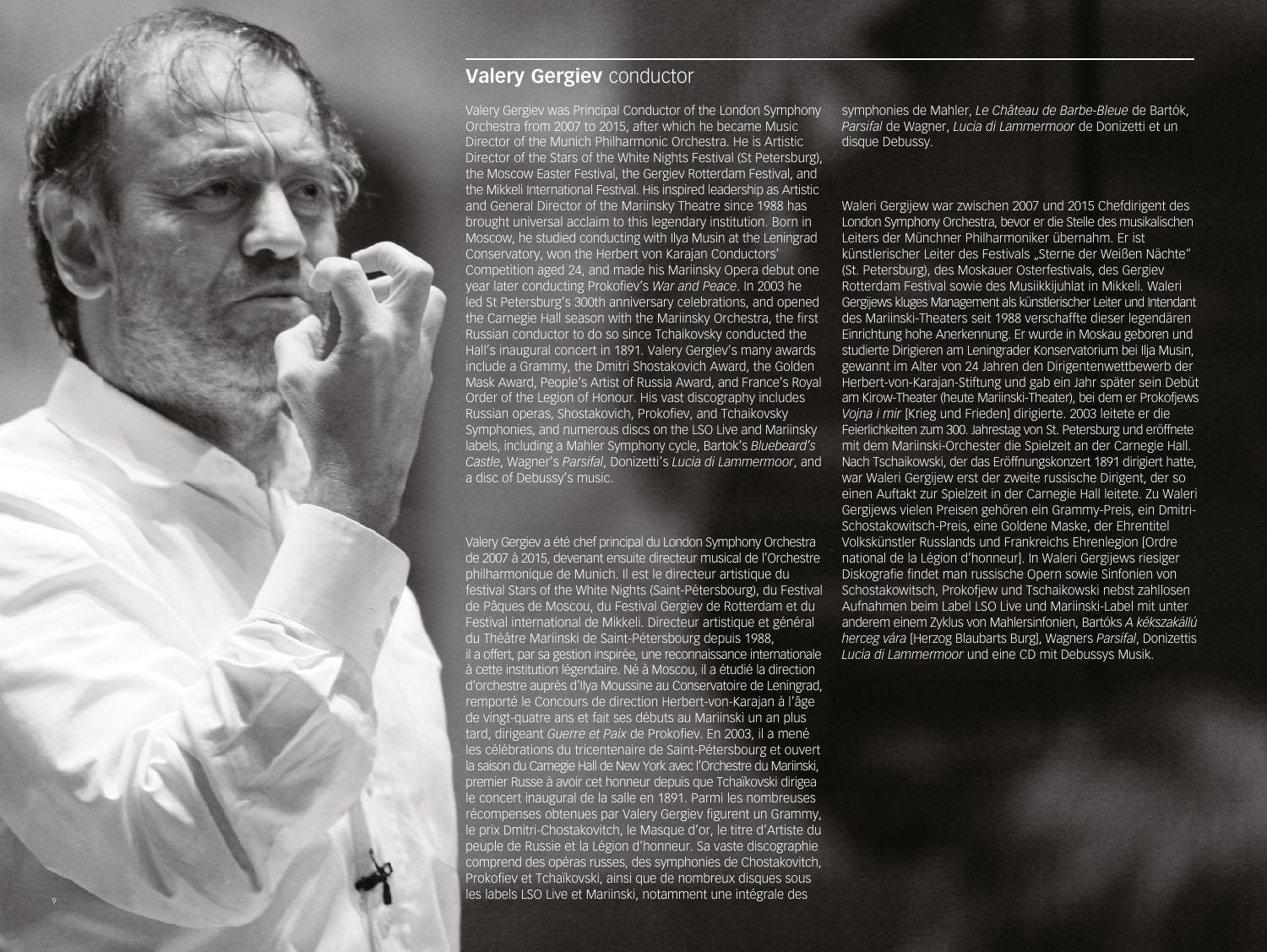## **Valery Gergiev** conductor

Valery Gergiev was Principal Conductor of the London Symphony Orchestra from 2007 to 2015, after which he became Music Director of the Munich Philharmonic Orchestra. He is Artistic Director of the Stars of the White Nights Festival (St Petersburg), the Moscow Easter Festival, the Gergiev Rotterdam Festival, and the Mikkeli International Festival. His inspired leadership as Artistic and General Director of the Mariinsky Theatre since 1988 has brought universal acclaim to this legendary institution. Born in Moscow, he studied conducting with Ilya Musin at the Leningrad Conservatory, won the Herbert von Karajan Conductors' Competition aged 24, and made his Mariinsky Opera debut one year later conducting Prokofiev's *War and Peace*. In 2003 he led St Petersburg's 300th anniversary celebrations, and opened the Carnegie Hall season with the Mariinsky Orchestra, the first Russian conductor to do so since Tchaikovsky conducted the Hall's inaugural concert in 1891. Valery Gergiev's many awards include a Grammy, the Dmitri Shostakovich Award, the Golden Mask Award, People's Artist of Russia Award, and France's Royal Order of the Legion of Honour. His vast discography includes Russian operas, Shostakovich, Prokofiev, and Tchaikovsky Symphonies, and numerous discs on the LSO Live and Mariinsky labels, including a Mahler Symphony cycle, Bartok's *Bluebeard's Castle*, Wagner's *Parsifal*, Donizetti's *Lucia di Lammermoor*, and a disc of Debussy's music.

Valery Gergiev a été chef principal du London Symphony Orchestra de 2007 à 2015, devenant ensuite directeur musical de l'Orchestre philharmonique de Munich. Il est le directeur artistique du festival Stars of the White Nights (Saint-Pétersbourg), du Festival de Pâques de Moscou, du Festival Gergiev de Rotterdam et du Festival international de Mikkeli. Directeur artistique et général du Théâtre Mariinski de Saint-Pétersbourg depuis 1988, il a offert, par sa gestion inspirée, une reconnaissance internationale à cette institution légendaire. Né à Moscou, il a étudié la direction d'orchestre auprès d'Ilya Moussine au Conservatoire de Leningrad, remporté le Concours de direction Herbert-von-Karajan à l'âge de vingt-quatre ans et fait ses débuts au Mariinski un an plus tard, dirigeant *Guerre et Paix* de Prokofiev. En 2003, il a mené les célébrations du tricentenaire de Saint-Pétersbourg et ouvert la saison du Carnegie Hall de New York avec l'Orchestre du Mariinski, premier Russe à avoir cet honneur depuis que Tchaïkovski dirigea le concert inaugural de la salle en 1891. Parmi les nombreuses récompenses obtenues par Valery Gergiev figurent un Grammy, le prix Dmitri-Chostakovitch, le Masque d'or, le titre d'Artiste du peuple de Russie et la Légion d'honneur. Sa vaste discographie comprend des opéras russes, des symphonies de Chostakovitch, Prokofiev et Tchaïkovski, ainsi que de nombreux disques sous les labels LSO Live et Mariinski, notamment une intégrale des symphonies de Mahler, *Le Château de Barbe-Bleue* de Bartók, *Parsifal* de Wagner, *Lucia di Lammermoor* de Donizetti et un disque Debussy.

Waleri Gergijew war zwischen 2007 und 2015 Chefdirigent des London Symphony Orchestra, bevor er die Stelle des musikalischen Leiters der Münchner Philharmoniker übernahm. Er ist künstlerischer Leiter des Festivals „Sterne der Weißen Nächte" (St. Petersburg), des Moskauer Osterfestivals, des Gergiev Rotterdam Festival sowie des Musiikkijuhlat in Mikkeli. Waleri Gergijews kluges Management als künstlerischer Leiter und Intendant des Mariinski-Theaters seit 1988 verschaffte dieser legendären Einrichtung hohe Anerkennung. Er wurde in Moskau geboren und studierte Dirigieren am Leningrader Konservatorium bei Ilja Musin, gewannt im Alter von 24 Jahren den Dirigentenwettbewerb der Herbert-von-Karajan-Stiftung und gab ein Jahr später sein Debüt am Kirow-Theater (heute Mariinski-Theater), bei dem er Prokofjews *Vojna i mir* [Krieg und Frieden] dirigierte. 2003 leitete er die Feierlichkeiten zum 300. Jahrestag von St. Petersburg und eröffnete mit dem Mariinski-Orchester die Spielzeit an der Carnegie Hall. Nach Tschaikowski, der das Eröffnungskonzert 1891 dirigiert hatte, war Waleri Gergijew erst der zweite russische Dirigent, der so einen Auftakt zur Spielzeit in der Carnegie Hall leitete. Zu Waleri Gergijews vielen Preisen gehören ein Grammy-Preis, ein Dmitri-Schostakowitsch-Preis, eine Goldene Maske, der Ehrentitel Volkskünstler Russlands und Frankreichs Ehrenlegion [Ordre national de la Légion d'honneur]. In Waleri Gergijews riesiger Diskografie findet man russische Opern sowie Sinfonien von Schostakowitsch, Prokofjew und Tschaikowski nebst zahllosen Aufnahmen beim Label LSO Live und Mariinski-Label mit unter anderem einem Zyklus von Mahlersinfonien, Bartóks *A kékszakállú herceg vára* [Herzog Blaubarts Burg], Wagners *Parsifal*, Donizettis *Lucia di Lammermoor* und eine CD mit Debussys Musik.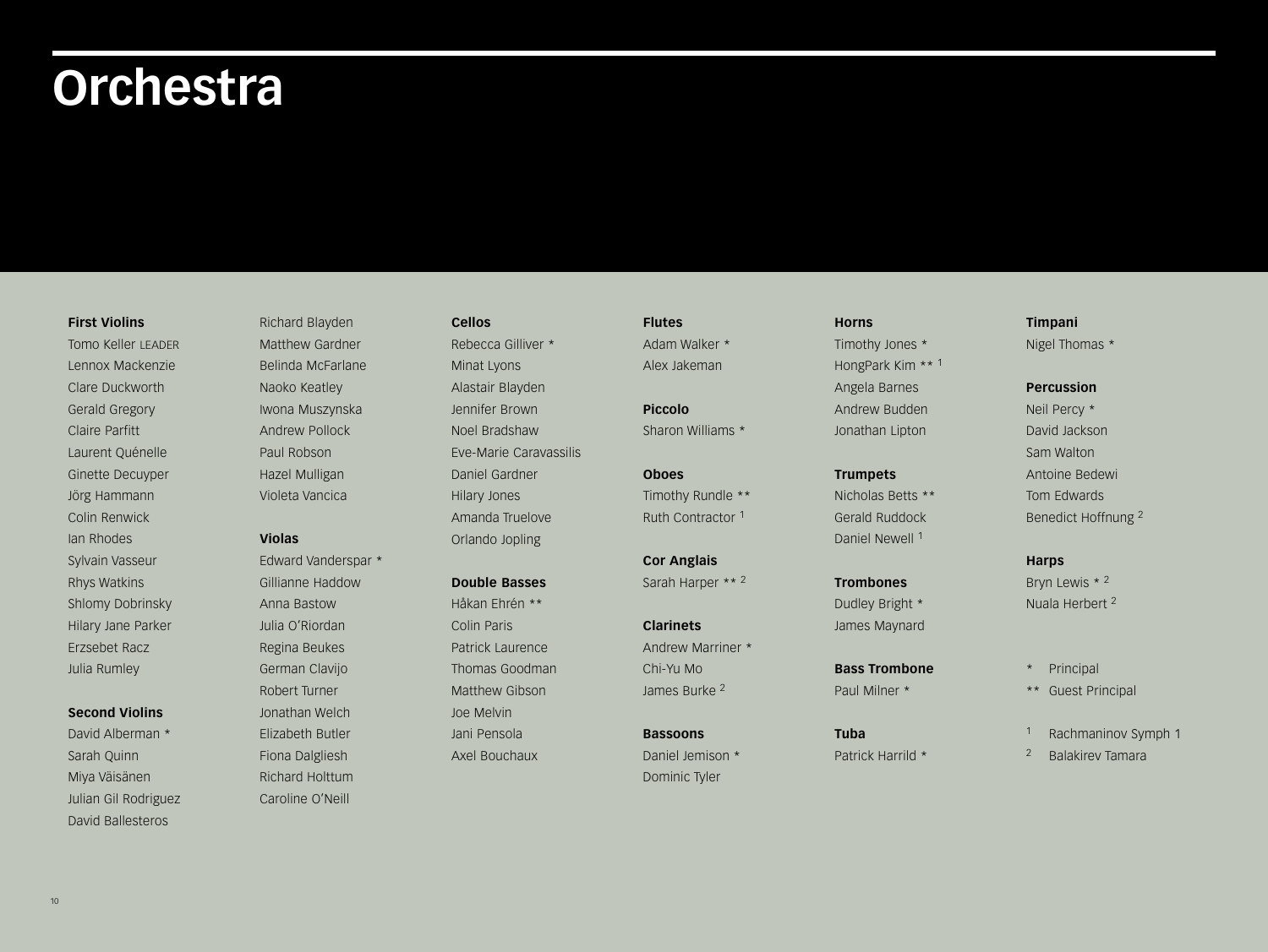# Orchestra

**First Violins**
Tomo Keller LEADER
Lennox Mackenzie
Clare Duckworth
Gerald Gregory
Claire Parfitt
Laurent Quénelle
Ginette Decuyper
Jörg Hammann
Colin Renwick
Ian Rhodes
Sylvain Vasseur
Rhys Watkins
Shlomy Dobrinsky
Hilary Jane Parker
Erzsebet Racz
Julia Rumley

**Second Violins**
David Alberman *
Sarah Quinn
Miya Väisänen
Julian Gil Rodriguez
David Ballesteros
Richard Blayden
Matthew Gardner
Belinda McFarlane
Naoko Keatley
Iwona Muszynska
Andrew Pollock
Paul Robson
Hazel Mulligan
Violeta Vancica

**Violas**
Edward Vanderspar *
Gillianne Haddow
Anna Bastow
Julia O'Riordan
Regina Beukes
German Clavijo
Robert Turner
Jonathan Welch
Elizabeth Butler
Fiona Dalgliesh
Richard Holttum
Caroline O'Neill

**Cellos**
Rebecca Gilliver *
Minat Lyons
Alastair Blayden
Jennifer Brown
Noel Bradshaw
Eve-Marie Caravassilis
Daniel Gardner
Hilary Jones
Amanda Truelove
Orlando Jopling

**Double Basses**
Håkan Ehrén **
Colin Paris
Patrick Laurence
Thomas Goodman
Matthew Gibson
Joe Melvin
Jani Pensola
Axel Bouchaux

**Flutes**
Adam Walker *
Alex Jakeman

**Piccolo**
Sharon Williams *

**Oboes**
Timothy Rundle **
Ruth Contractor [1]

**Cor Anglais**
Sarah Harper ** [2]

**Clarinets**
Andrew Marriner *
Chi-Yu Mo
James Burke [2]

**Bassoons**
Daniel Jemison *
Dominic Tyler

**Horns**
Timothy Jones *
HongPark Kim ** [1]
Angela Barnes
Andrew Budden
Jonathan Lipton

**Trumpets**
Nicholas Betts **
Gerald Ruddock
Daniel Newell [1]

**Trombones**
Dudley Bright *
James Maynard

**Bass Trombone**
Paul Milner *

**Tuba**
Patrick Harrild *

**Timpani**
Nigel Thomas *

**Percussion**
Neil Percy *
David Jackson
Sam Walton
Antoine Bedewi
Tom Edwards
Benedict Hoffnung [2]

**Harps**
Bryn Lewis * [2]
Nuala Herbert [2]

\* Principal
** Guest Principal

[1] Rachmaninov Symph 1
[2] Balakirev Tamara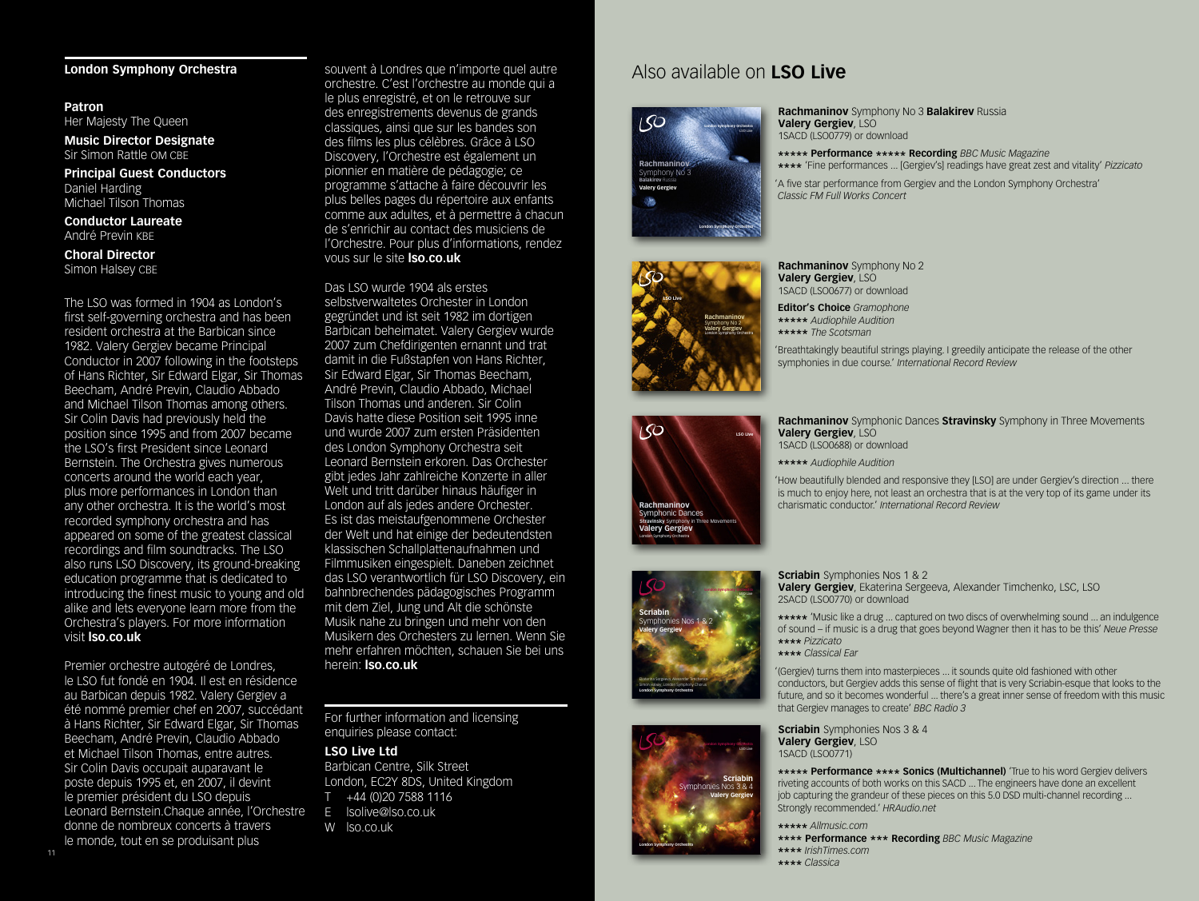## London Symphony Orchestra

**Patron**
Her Majesty The Queen

**Music Director Designate**
Sir Simon Rattle OM CBE

**Principal Guest Conductors**
Daniel Harding
Michael Tilson Thomas

**Conductor Laureate**
André Previn KBE

**Choral Director**
Simon Halsey CBE

The LSO was formed in 1904 as London's first self-governing orchestra and has been resident orchestra at the Barbican since 1982. Valery Gergiev became Principal Conductor in 2007 following in the footsteps of Hans Richter, Sir Edward Elgar, Sir Thomas Beecham, André Previn, Claudio Abbado and Michael Tilson Thomas among others. Sir Colin Davis had previously held the position since 1995 and from 2007 became the LSO's first President since Leonard Bernstein. The Orchestra gives numerous concerts around the world each year, plus more performances in London than any other orchestra. It is the world's most recorded symphony orchestra and has appeared on some of the greatest classical recordings and film soundtracks. The LSO also runs LSO Discovery, its ground-breaking education programme that is dedicated to introducing the finest music to young and old alike and lets everyone learn more from the Orchestra's players. For more information visit **lso.co.uk**

Premier orchestre autogéré de Londres, le LSO fut fondé en 1904. Il est en résidence au Barbican depuis 1982. Valery Gergiev a été nommé premier chef en 2007, succédant à Hans Richter, Sir Edward Elgar, Sir Thomas Beecham, André Previn, Claudio Abbado et Michael Tilson Thomas, entre autres. Sir Colin Davis occupait auparavant le poste depuis 1995 et, en 2007, il devint le premier président du LSO depuis Leonard Bernstein.Chaque année, l'Orchestre donne de nombreux concerts à travers le monde, tout en se produisant plus souvent à Londres que n'importe quel autre orchestre. C'est l'orchestre au monde qui a le plus enregistré, et on le retrouve sur des enregistrements devenus de grands classiques, ainsi que sur les bandes son des films les plus célèbres. Grâce à LSO Discovery, l'Orchestre est également un pionnier en matière de pédagogie; ce programme s'attache à faire découvrir les plus belles pages du répertoire aux enfants comme aux adultes, et à permettre à chacun de s'enrichir au contact des musiciens de l'Orchestre. Pour plus d'informations, rendez vous sur le site **lso.co.uk**

Das LSO wurde 1904 als erstes selbstverwaltetes Orchester in London gegründet und ist seit 1982 im dortigen Barbican beheimatet. Valery Gergiev wurde 2007 zum Chefdirigenten ernannt und trat damit in die Fußstapfen von Hans Richter, Sir Edward Elgar, Sir Thomas Beecham, André Previn, Claudio Abbado, Michael Tilson Thomas und anderen. Sir Colin Davis hatte diese Position seit 1995 inne und wurde 2007 zum ersten Präsidenten des London Symphony Orchestra seit Leonard Bernstein erkoren. Das Orchester gibt jedes Jahr zahlreiche Konzerte in aller Welt und tritt darüber hinaus häufiger in London auf als jedes andere Orchester. Es ist das meistaufgenommene Orchester der Welt und hat einige der bedeutendsten klassischen Schallplattenaufnahmen und Filmmusiken eingespielt. Daneben zeichnet das LSO verantwortlich für LSO Discovery, ein bahnbrechendes pädagogisches Programm mit dem Ziel, Jung und Alt die schönste Musik nahe zu bringen und mehr von den Musikern des Orchesters zu lernen. Wenn Sie mehr erfahren möchten, schauen Sie bei uns herein: **lso.co.uk**

For further information and licensing enquiries please contact:

**LSO Live Ltd**
Barbican Centre, Silk Street
London, EC2Y 8DS, United Kingdom
T +44 (0)20 7588 1116
E lsolive@lso.co.uk
W lso.co.uk

## Also available on **LSO Live**

**Rachmaninov** Symphony No 3 **Balakirev** Russia
**Valery Gergiev**, LSO
1SACD (LSO0779) or download

★★★★★ **Performance** ★★★★★ **Recording** *BBC Music Magazine*
★★★★ 'Fine performances … [Gergiev's] readings have great zest and vitality' *Pizzicato*

'A five star performance from Gergiev and the London Symphony Orchestra' *Classic FM Full Works Concert*

**Rachmaninov** Symphony No 2
**Valery Gergiev**, LSO
1SACD (LSO0677) or download

**Editor's Choice** *Gramophone*
★★★★★ *Audiophile Audition*
★★★★★ *The Scotsman*

'Breathtakingly beautiful strings playing. I greedily anticipate the release of the other symphonies in due course.' *International Record Review*

**Rachmaninov** Symphonic Dances **Stravinsky** Symphony in Three Movements
**Valery Gergiev**, LSO
1SACD (LSO0688) or download

★★★★★ *Audiophile Audition*

'How beautifully blended and responsive they [LSO] are under Gergiev's direction … there is much to enjoy here, not least an orchestra that is at the very top of its game under its charismatic conductor.' *International Record Review*

**Scriabin** Symphonies Nos 1 & 2
**Valery Gergiev**, Ekaterina Sergeeva, Alexander Timchenko, LSC, LSO
2SACD (LSO0770) or download

★★★★★ 'Music like a drug … captured on two discs of overwhelming sound … an indulgence of sound – if music is a drug that goes beyond Wagner then it has to be this' *Neue Presse*
★★★★ *Pizzicato*
★★★★ *Classical Ear*

'(Gergiev) turns them into masterpieces … it sounds quite old fashioned with other conductors, but Gergiev adds this sense of flight that is very Scriabin-esque that looks to the future, and so it becomes wonderful … there's a great inner sense of freedom with this music that Gergiev manages to create' *BBC Radio 3*

**Scriabin** Symphonies Nos 3 & 4
**Valery Gergiev**, LSO
1SACD (LSO0771)

★★★★★ **Performance** ★★★★ **Sonics (Multichannel)** 'True to his word Gergiev delivers riveting accounts of both works on this SACD … The engineers have done an excellent job capturing the grandeur of these pieces on this 5.0 DSD multi-channel recording … Strongly recommended.' *HRAudio.net*

★★★★★ *Allmusic.com*
★★★★ **Performance** ★★★ **Recording** *BBC Music Magazine*
★★★★ *IrishTimes.com*
★★★★ *Classica*